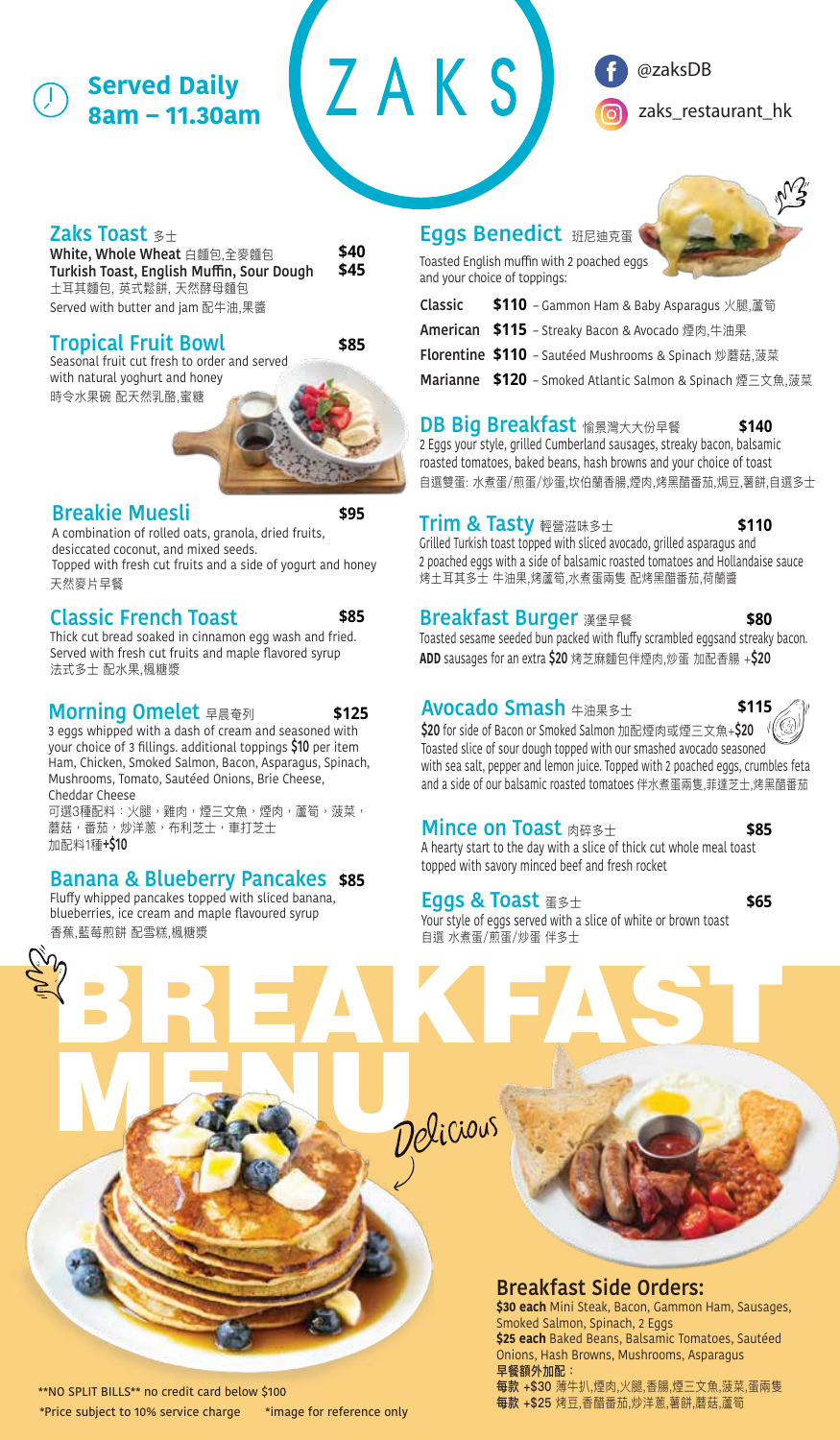# ZAKS

**Served Daily**
**8am – 11.30am**

@zaksDB

zaks_restaurant_hk

## Zaks Toast 多士

**White, Whole Wheat** 白麵包,全麥麵包 **$40**
**Turkish Toast, English Muffin, Sour Dough** **$45**
土耳其麵包, 英式鬆餅, 天然酵母麵包
Served with butter and jam 配牛油,果醬

## Tropical Fruit Bowl **$85**

Seasonal fruit cut fresh to order and served with natural yoghurt and honey
時令水果碗 配天然乳酪,蜜糖

## Breakie Muesli **$95**

A combination of rolled oats, granola, dried fruits, desiccated coconut, and mixed seeds.
Topped with fresh cut fruits and a side of yogurt and honey
天然麥片早餐

## Classic French Toast **$85**

Thick cut bread soaked in cinnamon egg wash and fried. Served with fresh cut fruits and maple flavored syrup
法式多士 配水果,楓糖漿

## Morning Omelet 早晨奄列 **$125**

3 eggs whipped with a dash of cream and seasoned with your choice of 3 fillings. additional toppings **$10** per item
Ham, Chicken, Smoked Salmon, Bacon, Asparagus, Spinach, Mushrooms, Tomato, Sautéed Onions, Brie Cheese, Cheddar Cheese
可選3種配料：火腿，雞肉，煙三文魚，煙肉，蘆筍，菠菜，蘑菇，番茄，炒洋蔥，布利芝士，車打芝士
加配料1種**+$10**

## Banana & Blueberry Pancakes **$85**

Fluffy whipped pancakes topped with sliced banana, blueberries, ice cream and maple flavoured syrup
香蕉,藍莓煎餅 配雪糕,楓糖漿

## Eggs Benedict 班尼迪克蛋

Toasted English muffin with 2 poached eggs and your choice of toppings:

- **Classic** **$110** – Gammon Ham & Baby Asparagus 火腿,蘆筍
- **American** **$115** – Streaky Bacon & Avocado 煙肉,牛油果
- **Florentine** **$110** – Sautéed Mushrooms & Spinach 炒蘑菇,菠菜
- **Marianne** **$120** – Smoked Atlantic Salmon & Spinach 煙三文魚,菠菜

## DB Big Breakfast 愉景灣大大份早餐 **$140**

2 Eggs your style, grilled Cumberland sausages, streaky bacon, balsamic roasted tomatoes, baked beans, hash browns and your choice of toast
自選雙蛋: 水煮蛋/煎蛋/炒蛋,坎伯蘭香腸,煙肉,烤黑醋番茄,焗豆,薯餅,自選多士

## Trim & Tasty 輕營滋味多士 **$110**

Grilled Turkish toast topped with sliced avocado, grilled asparagus and 2 poached eggs with a side of balsamic roasted tomatoes and Hollandaise sauce
烤土耳其多士 牛油果,烤蘆筍,水煮蛋兩隻 配烤黑醋番茄,荷蘭醬

## Breakfast Burger 漢堡早餐 **$80**

Toasted sesame seeded bun packed with fluffy scrambled eggsand streaky bacon.
**ADD** sausages for an extra **$20** 烤芝麻麵包伴煙肉,炒蛋 加配香腸 **+$20**

## Avocado Smash 牛油果多士 **$115**

**$20** for side of Bacon or Smoked Salmon 加配煙肉或煙三文魚**+$20**
Toasted slice of sour dough topped with our smashed avocado seasoned with sea salt, pepper and lemon juice. Topped with 2 poached eggs, crumbles feta and a side of our balsamic roasted tomatoes 伴水煮蛋兩隻,菲達芝士,烤黑醋番茄

## Mince on Toast 肉碎多士 **$85**

A hearty start to the day with a slice of thick cut whole meal toast topped with savory minced beef and fresh rocket

## Eggs & Toast 蛋多士 **$65**

Your style of eggs served with a slice of white or brown toast
自選 水煮蛋/煎蛋/炒蛋 伴多士

# BREAKFAST MENU

Delicious

## Breakfast Side Orders:

**$30 each** Mini Steak, Bacon, Gammon Ham, Sausages, Smoked Salmon, Spinach, 2 Eggs
**$25 each** Baked Beans, Balsamic Tomatoes, Sautéed Onions, Hash Browns, Mushrooms, Asparagus
**早餐額外加配：**
**每款 +$30** 薄牛扒,煙肉,火腿,香腸,煙三文魚,菠菜,蛋兩隻
**每款 +$25** 烤豆,香醋番茄,炒洋蔥,薯餅,蘑菇,蘆筍

**NO SPLIT BILLS** no credit card below $100
*Price subject to 10% service charge *image for reference only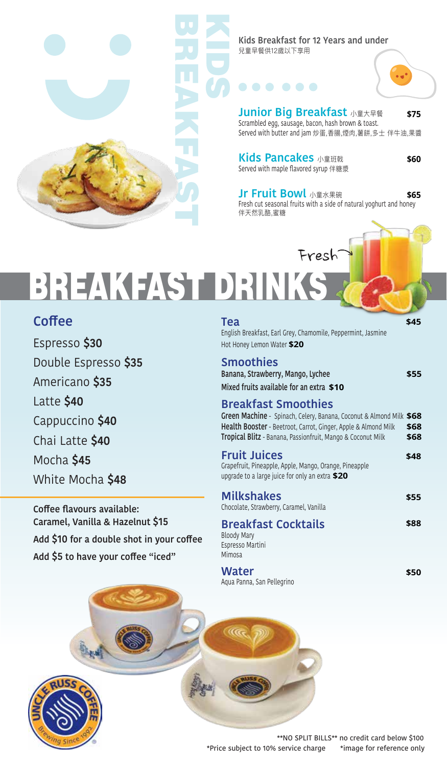# KIDS BREAKFAST

**Kids Breakfast for 12 Years and under**
兒童早餐供12歲以下享用

## Junior Big Breakfast 小童大早餐 $75
Scrambled egg, sausage, bacon, hash brown & toast.
Served with butter and jam 炒蛋,香腸,煙肉,薯餅,多士 伴牛油,果醬

## Kids Pancakes 小童班戟 $60
Served with maple flavored syrup 伴糖漿

## Jr Fruit Bowl 小童水果碗 $65
Fresh cut seasonal fruits with a side of natural yoghurt and honey
伴天然乳酪,蜜糖

Fresh

# BREAKFAST DRINKS

## Coffee

Espresso **$30**
Double Espresso **$35**
Americano **$35**
Latte **$40**
Cappuccino **$40**
Chai Latte **$40**
Mocha **$45**
White Mocha **$48**

**Coffee flavours available:**
**Caramel, Vanilla & Hazelnut $15**
**Add $10 for a double shot in your coffee**
**Add $5 to have your coffee "iced"**

## Tea $45
English Breakfast, Earl Grey, Chamomile, Peppermint, Jasmine
Hot Honey Lemon Water **$20**

## Smoothies
Banana, Strawberry, Mango, Lychee **$55**
Mixed fruits available for an extra **$10**

## Breakfast Smoothies
**Green Machine** - Spinach, Celery, Banana, Coconut & Almond Milk **$68**
**Health Booster** - Beetroot, Carrot, Ginger, Apple & Almond Milk **$68**
**Tropical Blitz** - Banana, Passionfruit, Mango & Coconut Milk **$68**

## Fruit Juices $48
Grapefruit, Pineapple, Apple, Mango, Orange, Pineapple
upgrade to a large juice for only an extra **$20**

## Milkshakes $55
Chocolate, Strawberry, Caramel, Vanilla

## Breakfast Cocktails $88
Bloody Mary
Espresso Martini
Mimosa

## Water $50
Aqua Panna, San Pellegrino

UNCLE RUSS COFFEE Brewing Since 1992

\*\*NO SPLIT BILLS\*\* no credit card below $100
\*Price subject to 10% service charge \*image for reference only